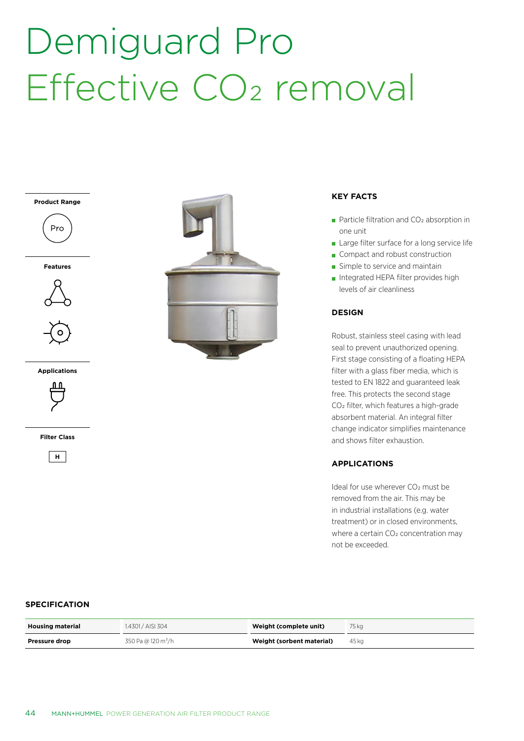# Demiguard Pro
# Effective $CO_2$ removal

**Product Range**

Pro

**Features**

**Applications**

**Filter Class**

H

## KEY FACTS

- Particle filtration and $CO_2$ absorption in one unit
- Large filter surface for a long service life
- Compact and robust construction
- Simple to service and maintain
- Integrated HEPA filter provides high levels of air cleanliness

## DESIGN

Robust, stainless steel casing with lead seal to prevent unauthorized opening. First stage consisting of a floating HEPA filter with a glass fiber media, which is tested to EN 1822 and guaranteed leak free. This protects the second stage $CO_2$ filter, which features a high-grade absorbent material. An integral filter change indicator simplifies maintenance and shows filter exhaustion.

## APPLICATIONS

Ideal for use wherever $CO_2$ must be removed from the air. This may be in industrial installations (e.g. water treatment) or in closed environments, where a certain $CO_2$ concentration may not be exceeded.

## SPECIFICATION

| Housing material | 1.4301 / AISI 304 | Weight (complete unit) | 75 kg |
|---|---|---|---|
| Pressure drop | 350 Pa @ 120 $m^3$/h | Weight (sorbent material) | 45 kg |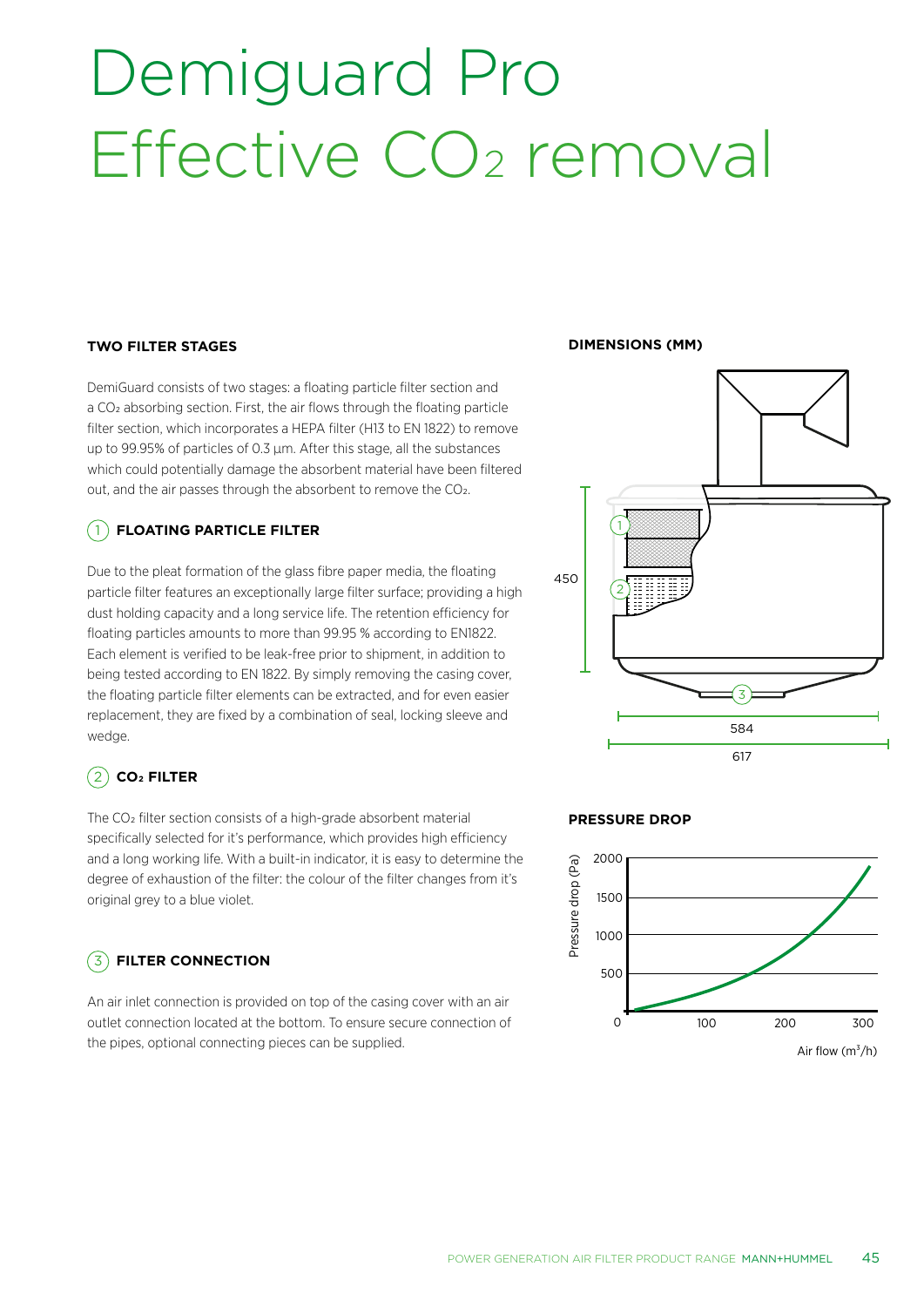# Demiguard Pro Effective $CO_2$ removal

### TWO FILTER STAGES

DemiGuard consists of two stages: a floating particle filter section and a $CO_2$ absorbing section. First, the air flows through the floating particle filter section, which incorporates a HEPA filter (H13 to EN 1822) to remove up to 99.95% of particles of 0.3 µm. After this stage, all the substances which could potentially damage the absorbent material have been filtered out, and the air passes through the absorbent to remove the $CO_2$.

### (1) FLOATING PARTICLE FILTER

Due to the pleat formation of the glass fibre paper media, the floating particle filter features an exceptionally large filter surface; providing a high dust holding capacity and a long service life. The retention efficiency for floating particles amounts to more than 99.95 % according to EN1822. Each element is verified to be leak-free prior to shipment, in addition to being tested according to EN 1822. By simply removing the casing cover, the floating particle filter elements can be extracted, and for even easier replacement, they are fixed by a combination of seal, locking sleeve and wedge.

### (2) $CO_2$ FILTER

The $CO_2$ filter section consists of a high-grade absorbent material specifically selected for it's performance, which provides high efficiency and a long working life. With a built-in indicator, it is easy to determine the degree of exhaustion of the filter: the colour of the filter changes from it's original grey to a blue violet.

### (3) FILTER CONNECTION

An air inlet connection is provided on top of the casing cover with an air outlet connection located at the bottom. To ensure secure connection of the pipes, optional connecting pieces can be supplied.

### DIMENSIONS (MM)

1
2
3
450
584
617

### PRESSURE DROP

Pressure drop (Pa)
2000
1500
1000
500
0
100
200
300
Air flow ($m^3/h$)